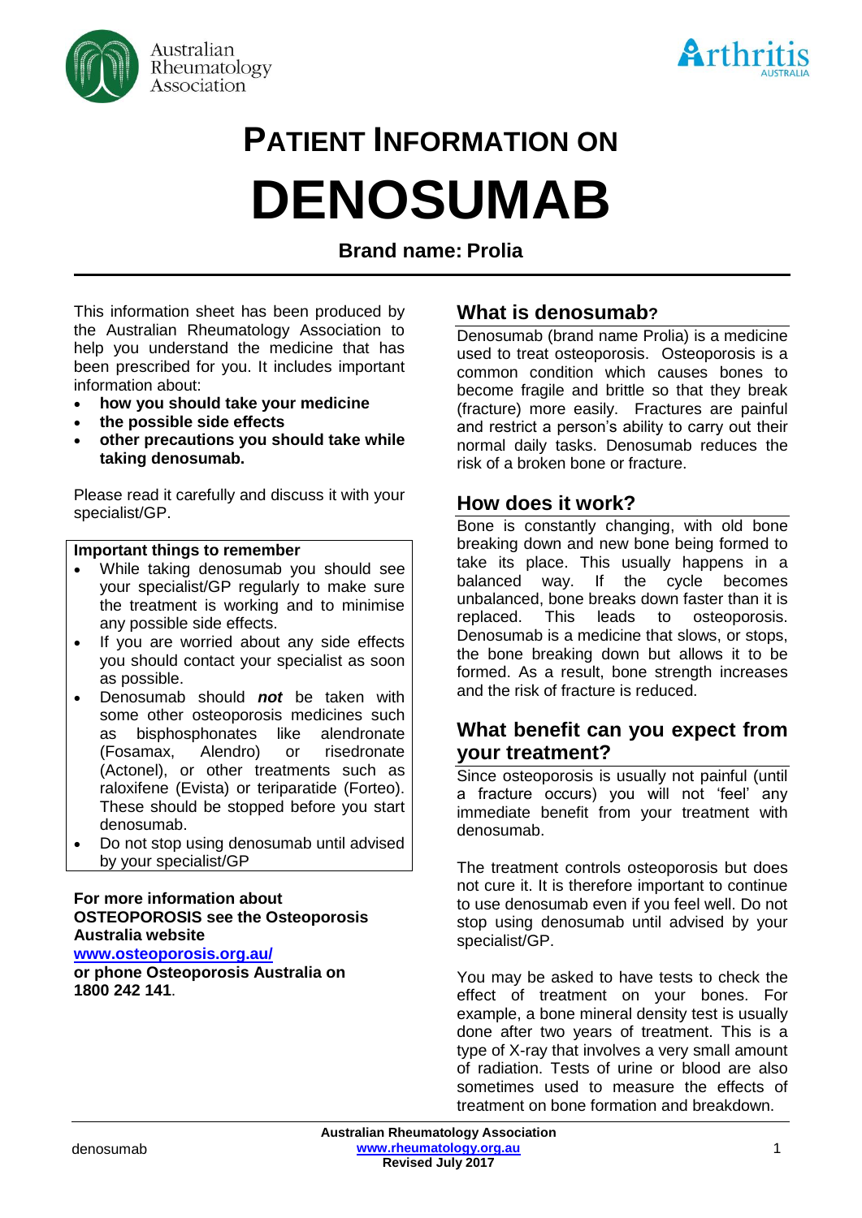# PATIENT INFORMATION ON

# DENOSUMAB

**Brand name: Prolia**

This information sheet has been produced by the Australian Rheumatology Association to help you understand the medicine that has been prescribed for you. It includes important information about:

- **how you should take your medicine**
- **the possible side effects**
- **other precautions you should take while taking denosumab.**

Please read it carefully and discuss it with your specialist/GP.

**Important things to remember**

- While taking denosumab you should see your specialist/GP regularly to make sure the treatment is working and to minimise any possible side effects.
- If you are worried about any side effects you should contact your specialist as soon as possible.
- Denosumab should ***not*** be taken with some other osteoporosis medicines such as bisphosphonates like alendronate (Fosamax, Alendro) or risedronate (Actonel), or other treatments such as raloxifene (Evista) or teriparatide (Forteo). These should be stopped before you start denosumab.
- Do not stop using denosumab until advised by your specialist/GP

**For more information about OSTEOPOROSIS see the Osteoporosis Australia website**
**www.osteoporosis.org.au/**
**or phone Osteoporosis Australia on 1800 242 141**.

## What is denosumab?

Denosumab (brand name Prolia) is a medicine used to treat osteoporosis. Osteoporosis is a common condition which causes bones to become fragile and brittle so that they break (fracture) more easily. Fractures are painful and restrict a person's ability to carry out their normal daily tasks. Denosumab reduces the risk of a broken bone or fracture.

## How does it work?

Bone is constantly changing, with old bone breaking down and new bone being formed to take its place. This usually happens in a balanced way. If the cycle becomes unbalanced, bone breaks down faster than it is replaced. This leads to osteoporosis. Denosumab is a medicine that slows, or stops, the bone breaking down but allows it to be formed. As a result, bone strength increases and the risk of fracture is reduced.

## What benefit can you expect from your treatment?

Since osteoporosis is usually not painful (until a fracture occurs) you will not 'feel' any immediate benefit from your treatment with denosumab.

The treatment controls osteoporosis but does not cure it. It is therefore important to continue to use denosumab even if you feel well. Do not stop using denosumab until advised by your specialist/GP.

You may be asked to have tests to check the effect of treatment on your bones. For example, a bone mineral density test is usually done after two years of treatment. This is a type of X-ray that involves a very small amount of radiation. Tests of urine or blood are also sometimes used to measure the effects of treatment on bone formation and breakdown.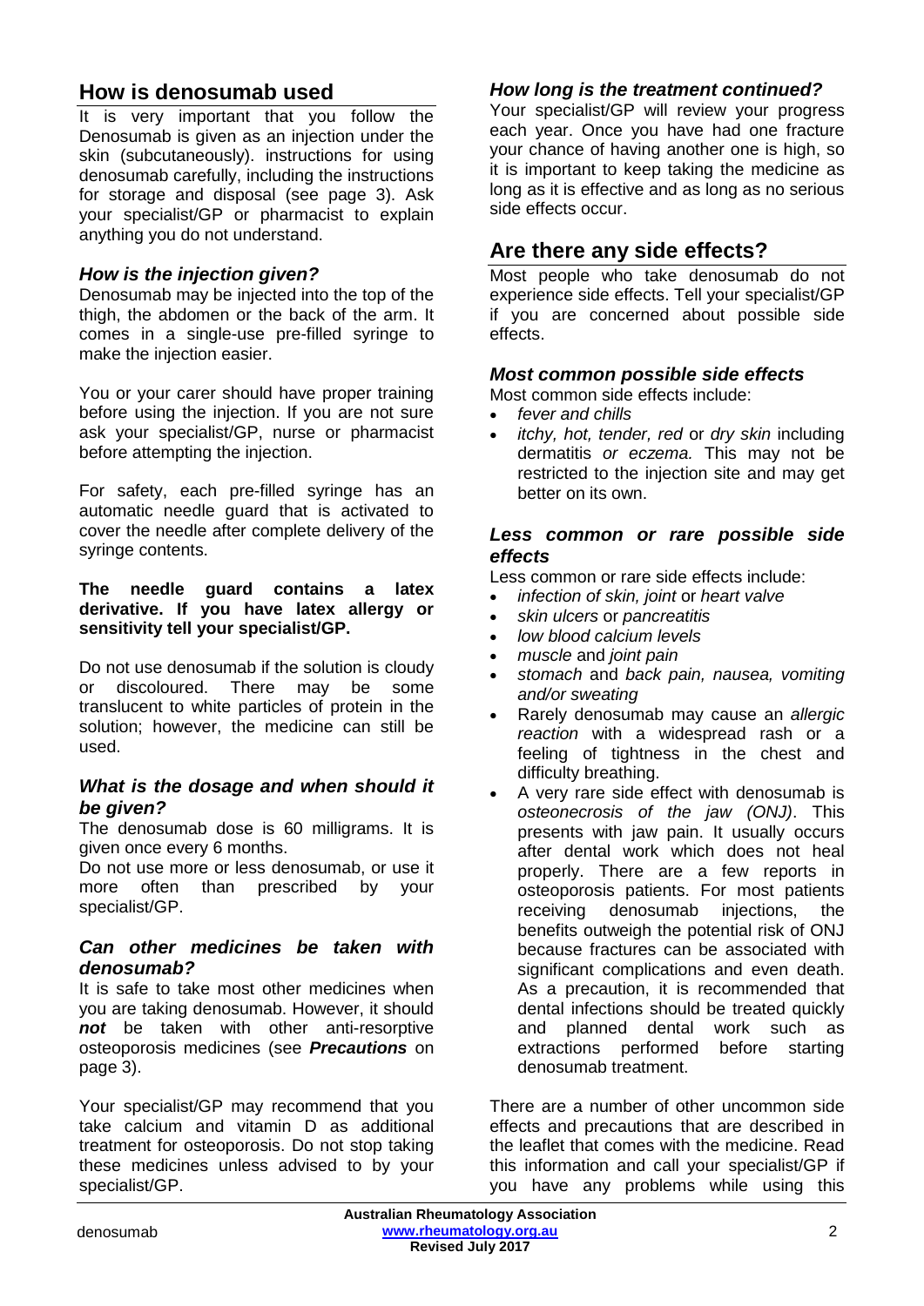## How is denosumab used

It is very important that you follow the Denosumab is given as an injection under the skin (subcutaneously). instructions for using denosumab carefully, including the instructions for storage and disposal (see page 3). Ask your specialist/GP or pharmacist to explain anything you do not understand.

### *How is the injection given?*

Denosumab may be injected into the top of the thigh, the abdomen or the back of the arm. It comes in a single-use pre-filled syringe to make the injection easier.

You or your carer should have proper training before using the injection. If you are not sure ask your specialist/GP, nurse or pharmacist before attempting the injection.

For safety, each pre-filled syringe has an automatic needle guard that is activated to cover the needle after complete delivery of the syringe contents.

**The needle guard contains a latex derivative. If you have latex allergy or sensitivity tell your specialist/GP.**

Do not use denosumab if the solution is cloudy or discoloured. There may be some translucent to white particles of protein in the solution; however, the medicine can still be used.

### *What is the dosage and when should it be given?*

The denosumab dose is 60 milligrams. It is given once every 6 months.

Do not use more or less denosumab, or use it more often than prescribed by your specialist/GP.

### *Can other medicines be taken with denosumab?*

It is safe to take most other medicines when you are taking denosumab. However, it should ***not*** be taken with other anti-resorptive osteoporosis medicines (see ***Precautions*** on page 3).

Your specialist/GP may recommend that you take calcium and vitamin D as additional treatment for osteoporosis. Do not stop taking these medicines unless advised to by your specialist/GP.

### *How long is the treatment continued?*

Your specialist/GP will review your progress each year. Once you have had one fracture your chance of having another one is high, so it is important to keep taking the medicine as long as it is effective and as long as no serious side effects occur.

## Are there any side effects?

Most people who take denosumab do not experience side effects. Tell your specialist/GP if you are concerned about possible side effects.

### *Most common possible side effects*

Most common side effects include:

- *fever and chills*
- *itchy, hot, tender, red* or *dry skin* including dermatitis *or eczema.* This may not be restricted to the injection site and may get better on its own.

### *Less common or rare possible side effects*

Less common or rare side effects include:

- *infection of skin, joint* or *heart valve*
- *skin ulcers* or *pancreatitis*
- *low blood calcium levels*
- *muscle* and *joint pain*
- *stomach* and *back pain, nausea, vomiting and/or sweating*
- Rarely denosumab may cause an *allergic reaction* with a widespread rash or a feeling of tightness in the chest and difficulty breathing.
- A very rare side effect with denosumab is *osteonecrosis of the jaw (ONJ)*. This presents with jaw pain. It usually occurs after dental work which does not heal properly. There are a few reports in osteoporosis patients. For most patients receiving denosumab injections, the benefits outweigh the potential risk of ONJ because fractures can be associated with significant complications and even death. As a precaution, it is recommended that dental infections should be treated quickly and planned dental work such as extractions performed before starting denosumab treatment.

There are a number of other uncommon side effects and precautions that are described in the leaflet that comes with the medicine. Read this information and call your specialist/GP if you have any problems while using this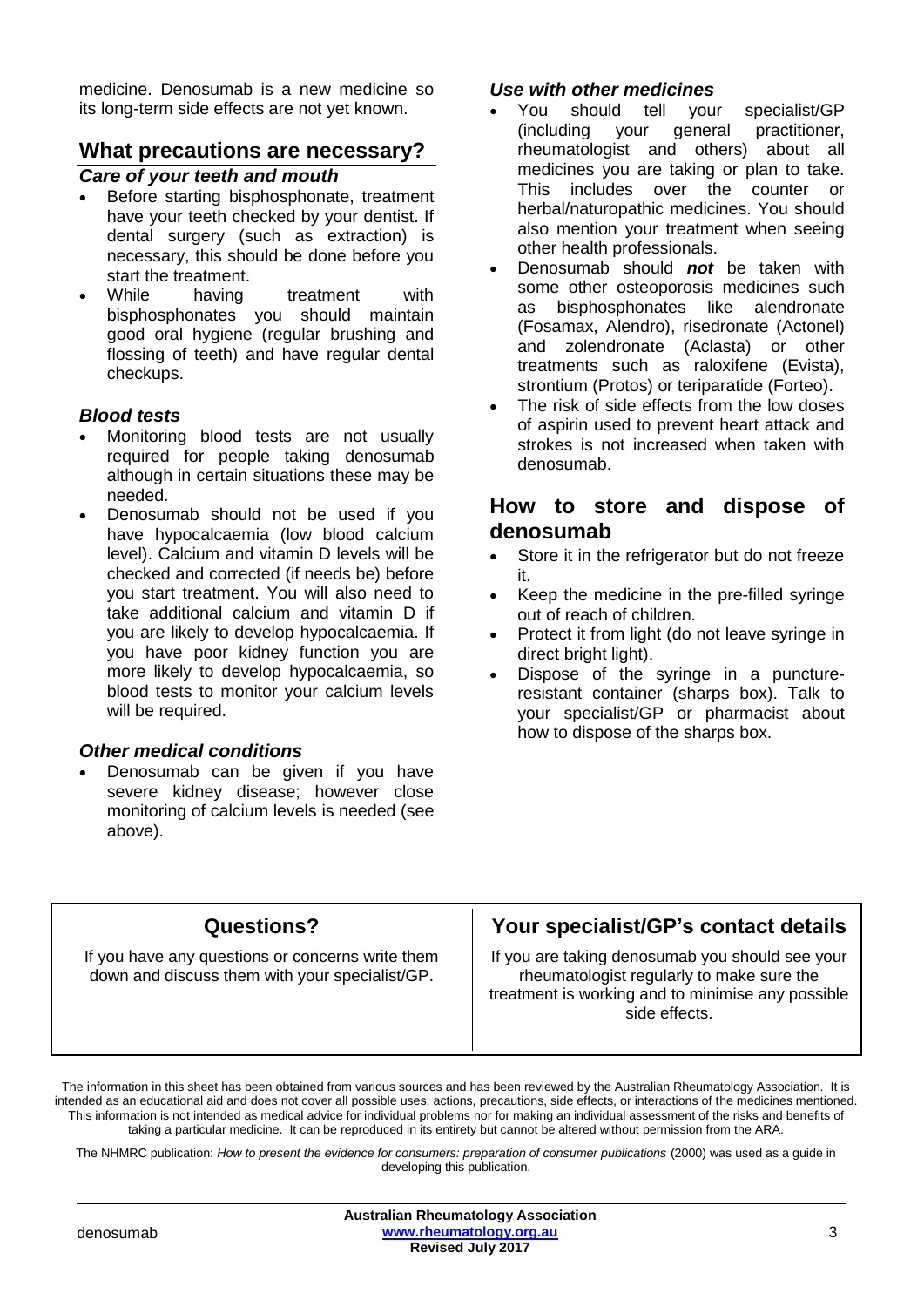medicine. Denosumab is a new medicine so its long-term side effects are not yet known.

## What precautions are necessary?

### *Care of your teeth and mouth*

- Before starting bisphosphonate, treatment have your teeth checked by your dentist. If dental surgery (such as extraction) is necessary, this should be done before you start the treatment.
- While having treatment with bisphosphonates you should maintain good oral hygiene (regular brushing and flossing of teeth) and have regular dental checkups.

### *Blood tests*

- Monitoring blood tests are not usually required for people taking denosumab although in certain situations these may be needed.
- Denosumab should not be used if you have hypocalcaemia (low blood calcium level). Calcium and vitamin D levels will be checked and corrected (if needs be) before you start treatment. You will also need to take additional calcium and vitamin D if you are likely to develop hypocalcaemia. If you have poor kidney function you are more likely to develop hypocalcaemia, so blood tests to monitor your calcium levels will be required.

### *Other medical conditions*

- Denosumab can be given if you have severe kidney disease; however close monitoring of calcium levels is needed (see above).

### *Use with other medicines*

- You should tell your specialist/GP (including your general practitioner, rheumatologist and others) about all medicines you are taking or plan to take. This includes over the counter or herbal/naturopathic medicines. You should also mention your treatment when seeing other health professionals.
- Denosumab should ***not*** be taken with some other osteoporosis medicines such as bisphosphonates like alendronate (Fosamax, Alendro), risedronate (Actonel) and zolendronate (Aclasta) or other treatments such as raloxifene (Evista), strontium (Protos) or teriparatide (Forteo).
- The risk of side effects from the low doses of aspirin used to prevent heart attack and strokes is not increased when taken with denosumab.

## How to store and dispose of denosumab

- Store it in the refrigerator but do not freeze it.
- Keep the medicine in the pre-filled syringe out of reach of children.
- Protect it from light (do not leave syringe in direct bright light).
- Dispose of the syringe in a puncture-resistant container (sharps box). Talk to your specialist/GP or pharmacist about how to dispose of the sharps box.

## Questions?

If you have any questions or concerns write them down and discuss them with your specialist/GP.

## Your specialist/GP's contact details

If you are taking denosumab you should see your rheumatologist regularly to make sure the treatment is working and to minimise any possible side effects.

The information in this sheet has been obtained from various sources and has been reviewed by the Australian Rheumatology Association. It is intended as an educational aid and does not cover all possible uses, actions, precautions, side effects, or interactions of the medicines mentioned. This information is not intended as medical advice for individual problems nor for making an individual assessment of the risks and benefits of taking a particular medicine. It can be reproduced in its entirety but cannot be altered without permission from the ARA.

The NHMRC publication: *How to present the evidence for consumers: preparation of consumer publications* (2000) was used as a guide in developing this publication.

**Australian Rheumatology Association**
**www.rheumatology.org.au**
**Revised July 2017**